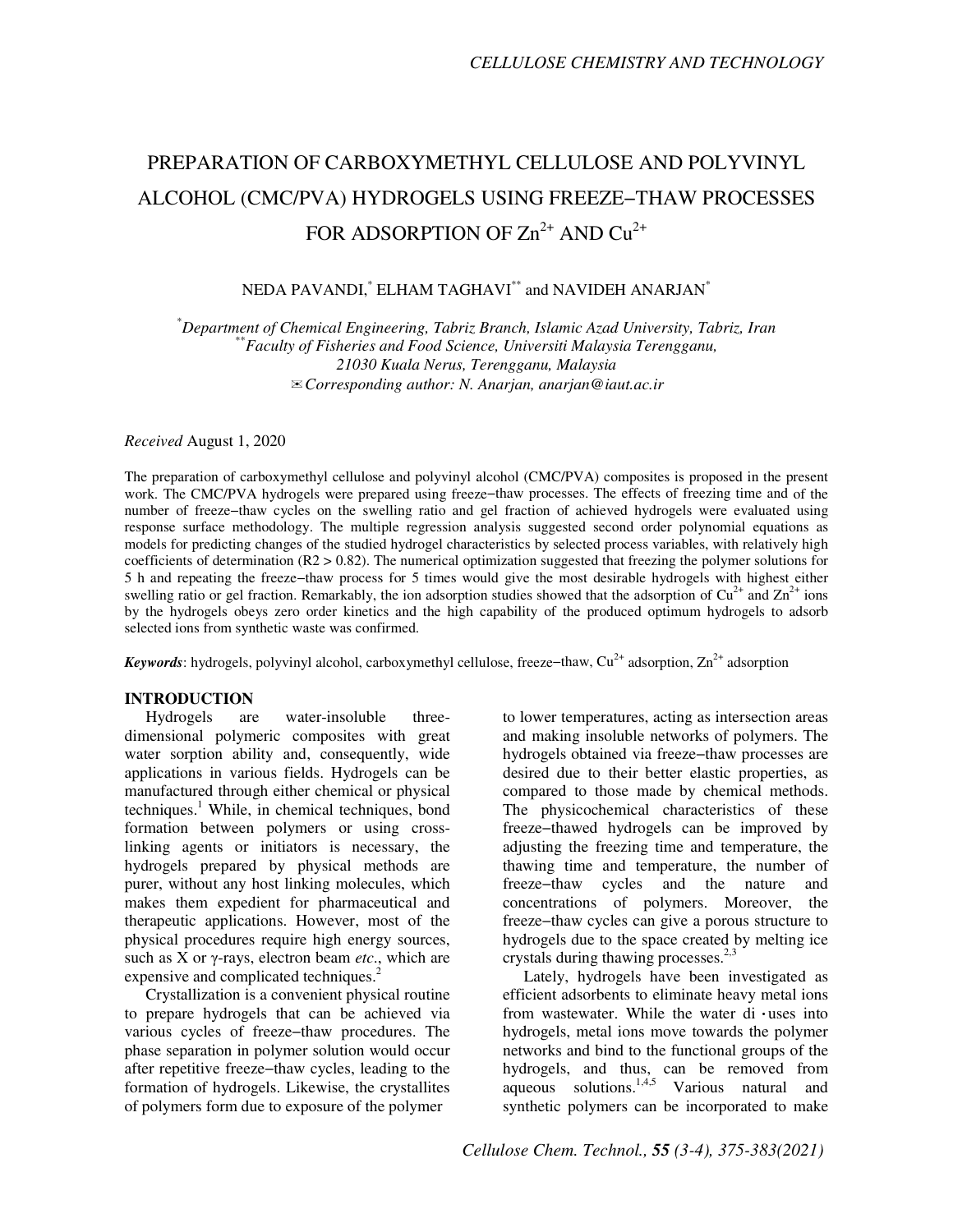# PREPARATION OF CARBOXYMETHYL CELLULOSE AND POLYVINYL ALCOHOL (CMC/PVA) HYDROGELS USING FREEZE–THAW PROCESSES FOR ADSORPTION OF $Zn^{2+}$ AND $Cu^{2+}$

NEDA PAVANDI,[*] ELHAM TAGHAVI[**] and NAVIDEH ANARJAN[*]

[*]*Department of Chemical Engineering, Tabriz Branch, Islamic Azad University, Tabriz, Iran*
[**]*Faculty of Fisheries and Food Science, Universiti Malaysia Terengganu, 21030 Kuala Nerus, Terengganu, Malaysia*
✉ *Corresponding author: N. Anarjan, anarjan@iaut.ac.ir*

*Received* August 1, 2020

The preparation of carboxymethyl cellulose and polyvinyl alcohol (CMC/PVA) composites is proposed in the present work. The CMC/PVA hydrogels were prepared using freeze–thaw processes. The effects of freezing time and of the number of freeze–thaw cycles on the swelling ratio and gel fraction of achieved hydrogels were evaluated using response surface methodology. The multiple regression analysis suggested second order polynomial equations as models for predicting changes of the studied hydrogel characteristics by selected process variables, with relatively high coefficients of determination (R2 > 0.82). The numerical optimization suggested that freezing the polymer solutions for 5 h and repeating the freeze–thaw process for 5 times would give the most desirable hydrogels with highest either swelling ratio or gel fraction. Remarkably, the ion adsorption studies showed that the adsorption of $Cu^{2+}$ and $Zn^{2+}$ ions by the hydrogels obeys zero order kinetics and the high capability of the produced optimum hydrogels to adsorb selected ions from synthetic waste was confirmed.

***Keywords***: hydrogels, polyvinyl alcohol, carboxymethyl cellulose, freeze–thaw, $Cu^{2+}$ adsorption, $Zn^{2+}$ adsorption

## INTRODUCTION

Hydrogels are water-insoluble three-dimensional polymeric composites with great water sorption ability and, consequently, wide applications in various fields. Hydrogels can be manufactured through either chemical or physical techniques.[1] While, in chemical techniques, bond formation between polymers or using cross-linking agents or initiators is necessary, the hydrogels prepared by physical methods are purer, without any host linking molecules, which makes them expedient for pharmaceutical and therapeutic applications. However, most of the physical procedures require high energy sources, such as X or γ-rays, electron beam *etc*., which are expensive and complicated techniques.[2]

Crystallization is a convenient physical routine to prepare hydrogels that can be achieved via various cycles of freeze–thaw procedures. The phase separation in polymer solution would occur after repetitive freeze–thaw cycles, leading to the formation of hydrogels. Likewise, the crystallites of polymers form due to exposure of the polymer to lower temperatures, acting as intersection areas and making insoluble networks of polymers. The hydrogels obtained via freeze–thaw processes are desired due to their better elastic properties, as compared to those made by chemical methods. The physicochemical characteristics of these freeze–thawed hydrogels can be improved by adjusting the freezing time and temperature, the thawing time and temperature, the number of freeze–thaw cycles and the nature and concentrations of polymers. Moreover, the freeze–thaw cycles can give a porous structure to hydrogels due to the space created by melting ice crystals during thawing processes.[2,3]

Lately, hydrogels have been investigated as efficient adsorbents to eliminate heavy metal ions from wastewater. While the water di·uses into hydrogels, metal ions move towards the polymer networks and bind to the functional groups of the hydrogels, and thus, can be removed from aqueous solutions.[1,4,5] Various natural and synthetic polymers can be incorporated to make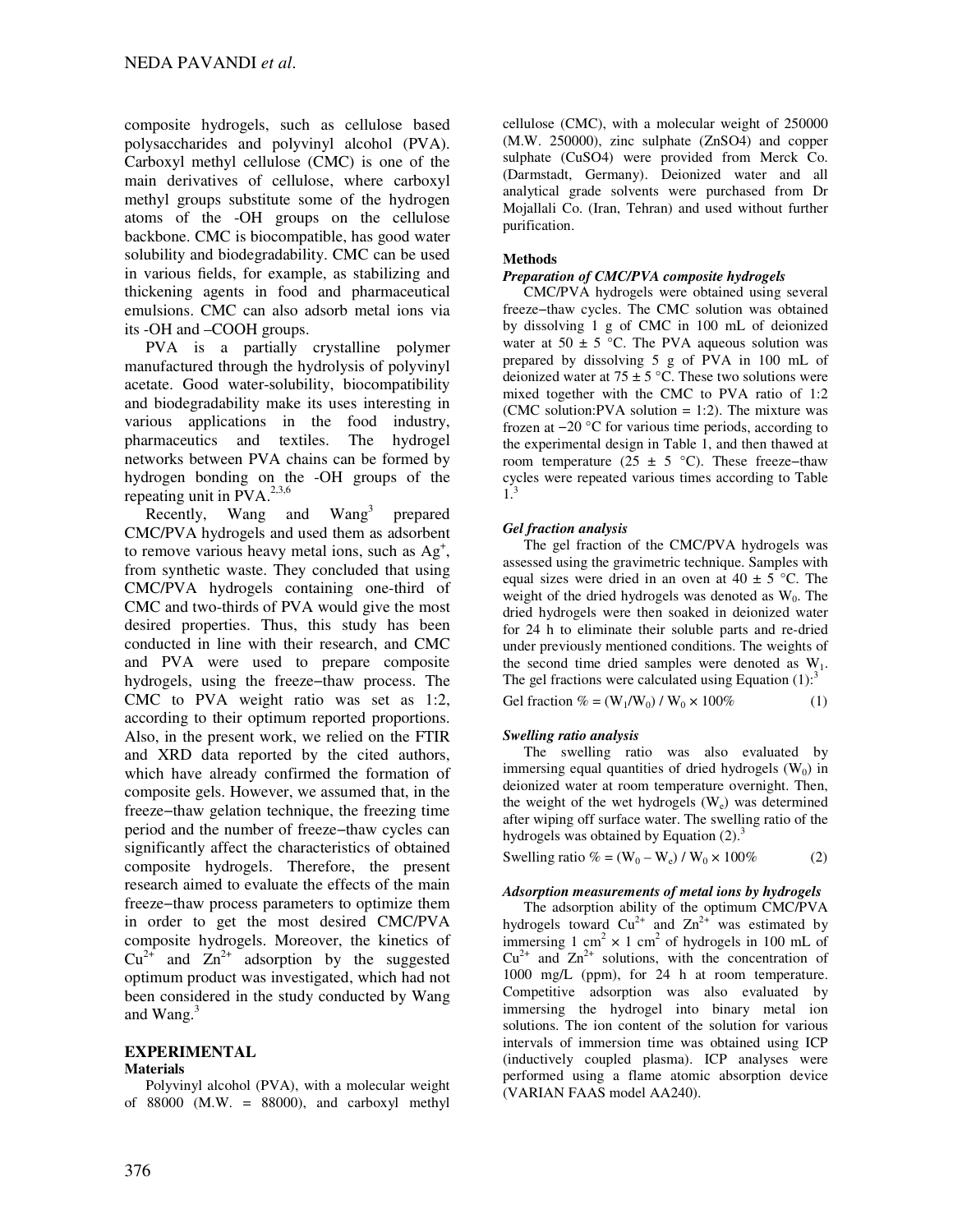composite hydrogels, such as cellulose based polysaccharides and polyvinyl alcohol (PVA). Carboxyl methyl cellulose (CMC) is one of the main derivatives of cellulose, where carboxyl methyl groups substitute some of the hydrogen atoms of the -OH groups on the cellulose backbone. CMC is biocompatible, has good water solubility and biodegradability. CMC can be used in various fields, for example, as stabilizing and thickening agents in food and pharmaceutical emulsions. CMC can also adsorb metal ions via its -OH and –COOH groups.

PVA is a partially crystalline polymer manufactured through the hydrolysis of polyvinyl acetate. Good water-solubility, biocompatibility and biodegradability make its uses interesting in various applications in the food industry, pharmaceutics and textiles. The hydrogel networks between PVA chains can be formed by hydrogen bonding on the -OH groups of the repeating unit in PVA.[2,3,6]

Recently, Wang and Wang[3] prepared CMC/PVA hydrogels and used them as adsorbent to remove various heavy metal ions, such as $Ag^+$, from synthetic waste. They concluded that using CMC/PVA hydrogels containing one-third of CMC and two-thirds of PVA would give the most desired properties. Thus, this study has been conducted in line with their research, and CMC and PVA were used to prepare composite hydrogels, using the freeze−thaw process. The CMC to PVA weight ratio was set as 1:2, according to their optimum reported proportions. Also, in the present work, we relied on the FTIR and XRD data reported by the cited authors, which have already confirmed the formation of composite gels. However, we assumed that, in the freeze−thaw gelation technique, the freezing time period and the number of freeze−thaw cycles can significantly affect the characteristics of obtained composite hydrogels. Therefore, the present research aimed to evaluate the effects of the main freeze−thaw process parameters to optimize them in order to get the most desired CMC/PVA composite hydrogels. Moreover, the kinetics of $Cu^{2+}$ and $Zn^{2+}$ adsorption by the suggested optimum product was investigated, which had not been considered in the study conducted by Wang and Wang.[3]

## EXPERIMENTAL

### Materials

Polyvinyl alcohol (PVA), with a molecular weight of 88000 (M.W. = 88000), and carboxyl methyl cellulose (CMC), with a molecular weight of 250000 (M.W. 250000), zinc sulphate ($ZnSO_4$) and copper sulphate ($CuSO_4$) were provided from Merck Co. (Darmstadt, Germany). Deionized water and all analytical grade solvents were purchased from Dr Mojallali Co. (Iran, Tehran) and used without further purification.

### Methods

#### *Preparation of CMC/PVA composite hydrogels*

CMC/PVA hydrogels were obtained using several freeze−thaw cycles. The CMC solution was obtained by dissolving 1 g of CMC in 100 mL of deionized water at 50 ± 5 °C. The PVA aqueous solution was prepared by dissolving 5 g of PVA in 100 mL of deionized water at 75 ± 5 °C. These two solutions were mixed together with the CMC to PVA ratio of 1:2 (CMC solution:PVA solution = 1:2). The mixture was frozen at −20 °C for various time periods, according to the experimental design in Table 1, and then thawed at room temperature (25 ± 5 °C). These freeze−thaw cycles were repeated various times according to Table 1.[3]

#### *Gel fraction analysis*

The gel fraction of the CMC/PVA hydrogels was assessed using the gravimetric technique. Samples with equal sizes were dried in an oven at 40 ± 5 °C. The weight of the dried hydrogels was denoted as $W_0$. The dried hydrogels were then soaked in deionized water for 24 h to eliminate their soluble parts and re-dried under previously mentioned conditions. The weights of the second time dried samples were denoted as $W_1$. The gel fractions were calculated using Equation (1):[3]

$$\text{Gel fraction } \% = (W_1/W_0) / W_0 \times 100\% \qquad (1)$$

#### *Swelling ratio analysis*

The swelling ratio was also evaluated by immersing equal quantities of dried hydrogels ($W_0$) in deionized water at room temperature overnight. Then, the weight of the wet hydrogels ($W_e$) was determined after wiping off surface water. The swelling ratio of the hydrogels was obtained by Equation (2).[3]

$$\text{Swelling ratio } \% = (W_0 - W_e) / W_0 \times 100\% \qquad (2)$$

#### *Adsorption measurements of metal ions by hydrogels*

The adsorption ability of the optimum CMC/PVA hydrogels toward $Cu^{2+}$ and $Zn^{2+}$ was estimated by immersing 1 $cm^2$ × 1 $cm^2$ of hydrogels in 100 mL of $Cu^{2+}$ and $Zn^{2+}$ solutions, with the concentration of 1000 mg/L (ppm), for 24 h at room temperature. Competitive adsorption was also evaluated by immersing the hydrogel into binary metal ion solutions. The ion content of the solution for various intervals of immersion time was obtained using ICP (inductively coupled plasma). ICP analyses were performed using a flame atomic absorption device (VARIAN FAAS model AA240).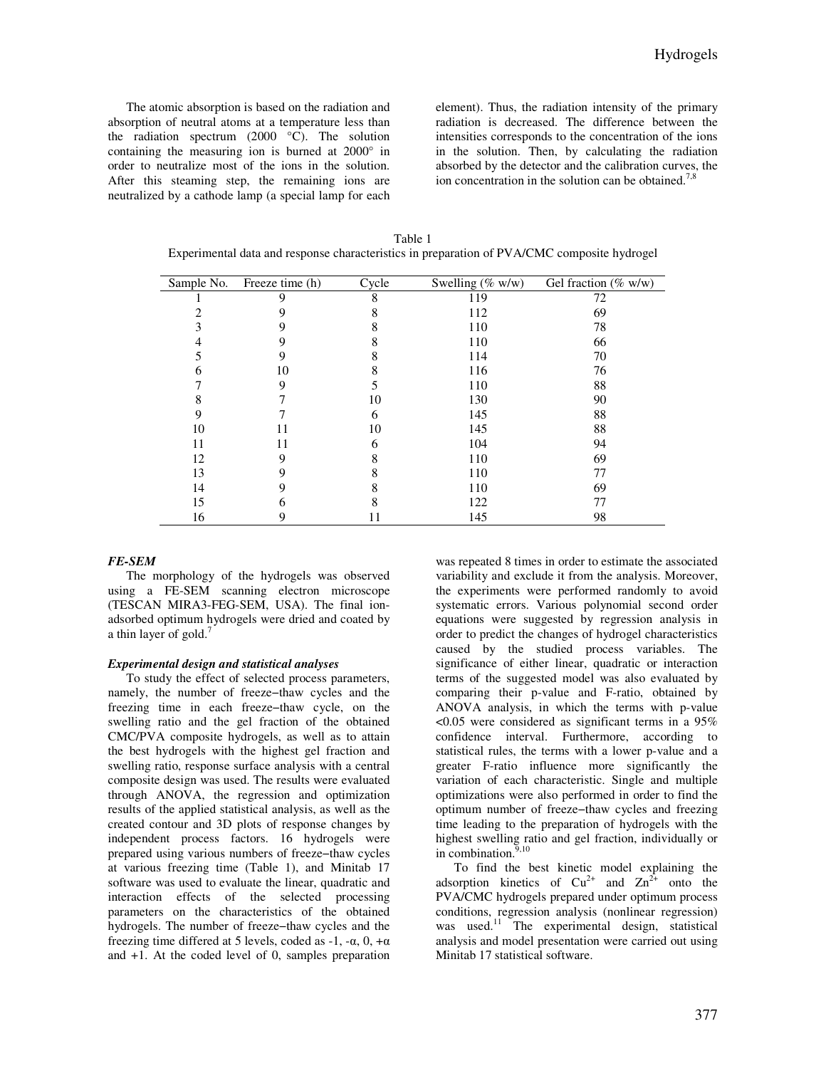The atomic absorption is based on the radiation and absorption of neutral atoms at a temperature less than the radiation spectrum (2000 °C). The solution containing the measuring ion is burned at 2000° in order to neutralize most of the ions in the solution. After this steaming step, the remaining ions are neutralized by a cathode lamp (a special lamp for each element). Thus, the radiation intensity of the primary radiation is decreased. The difference between the intensities corresponds to the concentration of the ions in the solution. Then, by calculating the radiation absorbed by the detector and the calibration curves, the ion concentration in the solution can be obtained.[7,8]

Table 1
Experimental data and response characteristics in preparation of PVA/CMC composite hydrogel

| Sample No. | Freeze time (h) | Cycle | Swelling (% w/w) | Gel fraction (% w/w) |
|---|---|---|---|---|
| 1 | 9 | 8 | 119 | 72 |
| 2 | 9 | 8 | 112 | 69 |
| 3 | 9 | 8 | 110 | 78 |
| 4 | 9 | 8 | 110 | 66 |
| 5 | 9 | 8 | 114 | 70 |
| 6 | 10 | 8 | 116 | 76 |
| 7 | 9 | 5 | 110 | 88 |
| 8 | 7 | 10 | 130 | 90 |
| 9 | 7 | 6 | 145 | 88 |
| 10 | 11 | 10 | 145 | 88 |
| 11 | 11 | 6 | 104 | 94 |
| 12 | 9 | 8 | 110 | 69 |
| 13 | 9 | 8 | 110 | 77 |
| 14 | 9 | 8 | 110 | 69 |
| 15 | 6 | 8 | 122 | 77 |
| 16 | 9 | 11 | 145 | 98 |

### *FE-SEM*

The morphology of the hydrogels was observed using a FE-SEM scanning electron microscope (TESCAN MIRA3-FEG-SEM, USA). The final ion-adsorbed optimum hydrogels were dried and coated by a thin layer of gold.[7]

### *Experimental design and statistical analyses*

To study the effect of selected process parameters, namely, the number of freeze−thaw cycles and the freezing time in each freeze−thaw cycle, on the swelling ratio and the gel fraction of the obtained CMC/PVA composite hydrogels, as well as to attain the best hydrogels with the highest gel fraction and swelling ratio, response surface analysis with a central composite design was used. The results were evaluated through ANOVA, the regression and optimization results of the applied statistical analysis, as well as the created contour and 3D plots of response changes by independent process factors. 16 hydrogels were prepared using various numbers of freeze−thaw cycles at various freezing time (Table 1), and Minitab 17 software was used to evaluate the linear, quadratic and interaction effects of the selected processing parameters on the characteristics of the obtained hydrogels. The number of freeze−thaw cycles and the freezing time differed at 5 levels, coded as -1, $-\alpha$, 0, $+\alpha$ and +1. At the coded level of 0, samples preparation was repeated 8 times in order to estimate the associated variability and exclude it from the analysis. Moreover, the experiments were performed randomly to avoid systematic errors. Various polynomial second order equations were suggested by regression analysis in order to predict the changes of hydrogel characteristics caused by the studied process variables. The significance of either linear, quadratic or interaction terms of the suggested model was also evaluated by comparing their p-value and F-ratio, obtained by ANOVA analysis, in which the terms with p-value $<0.05$ were considered as significant terms in a 95% confidence interval. Furthermore, according to statistical rules, the terms with a lower p-value and a greater F-ratio influence more significantly the variation of each characteristic. Single and multiple optimizations were also performed in order to find the optimum number of freeze−thaw cycles and freezing time leading to the preparation of hydrogels with the highest swelling ratio and gel fraction, individually or in combination.[9,10]

To find the best kinetic model explaining the adsorption kinetics of $Cu^{2+}$ and $Zn^{2+}$ onto the PVA/CMC hydrogels prepared under optimum process conditions, regression analysis (nonlinear regression) was used.[11] The experimental design, statistical analysis and model presentation were carried out using Minitab 17 statistical software.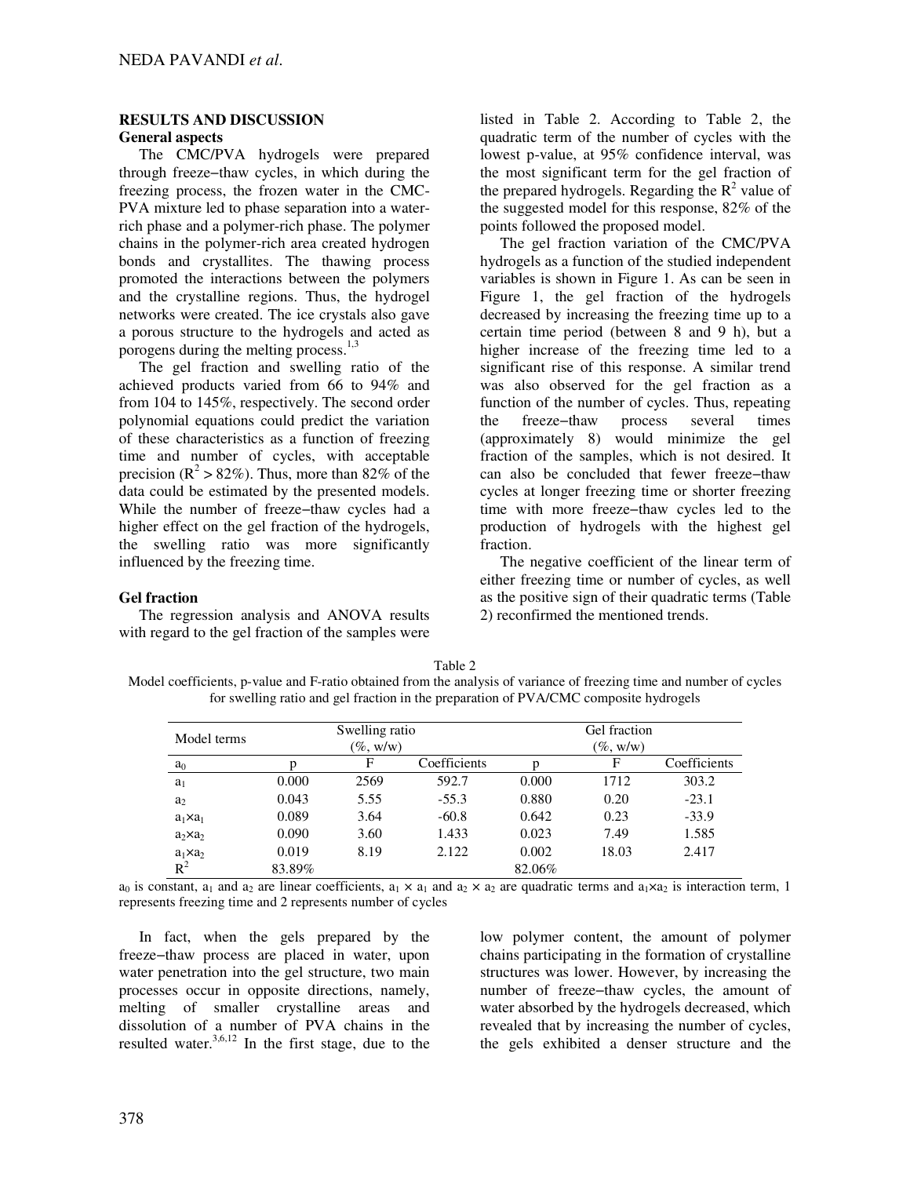## RESULTS AND DISCUSSION

### General aspects

The CMC/PVA hydrogels were prepared through freeze–thaw cycles, in which during the freezing process, the frozen water in the CMC-PVA mixture led to phase separation into a water-rich phase and a polymer-rich phase. The polymer chains in the polymer-rich area created hydrogen bonds and crystallites. The thawing process promoted the interactions between the polymers and the crystalline regions. Thus, the hydrogel networks were created. The ice crystals also gave a porous structure to the hydrogels and acted as porogens during the melting process.[1,3]

The gel fraction and swelling ratio of the achieved products varied from 66 to 94% and from 104 to 145%, respectively. The second order polynomial equations could predict the variation of these characteristics as a function of freezing time and number of cycles, with acceptable precision ($R^2 > 82\%$). Thus, more than 82% of the data could be estimated by the presented models. While the number of freeze–thaw cycles had a higher effect on the gel fraction of the hydrogels, the swelling ratio was more significantly influenced by the freezing time.

### Gel fraction

The regression analysis and ANOVA results with regard to the gel fraction of the samples were listed in Table 2. According to Table 2, the quadratic term of the number of cycles with the lowest p-value, at 95% confidence interval, was the most significant term for the gel fraction of the prepared hydrogels. Regarding the $R^2$ value of the suggested model for this response, 82% of the points followed the proposed model.

The gel fraction variation of the CMC/PVA hydrogels as a function of the studied independent variables is shown in Figure 1. As can be seen in Figure 1, the gel fraction of the hydrogels decreased by increasing the freezing time up to a certain time period (between 8 and 9 h), but a higher increase of the freezing time led to a significant rise of this response. A similar trend was also observed for the gel fraction as a function of the number of cycles. Thus, repeating the freeze–thaw process several times (approximately 8) would minimize the gel fraction of the samples, which is not desired. It can also be concluded that fewer freeze–thaw cycles at longer freezing time or shorter freezing time with more freeze–thaw cycles led to the production of hydrogels with the highest gel fraction.

The negative coefficient of the linear term of either freezing time or number of cycles, as well as the positive sign of their quadratic terms (Table 2) reconfirmed the mentioned trends.

Table 2
Model coefficients, p-value and F-ratio obtained from the analysis of variance of freezing time and number of cycles for swelling ratio and gel fraction in the preparation of PVA/CMC composite hydrogels

| Model terms | Swelling ratio (%, w/w) | | | Gel fraction (%, w/w) | | |
|---|---|---|---|---|---|---|
| $a_0$ | p | F | Coefficients | p | F | Coefficients |
| $a_1$ | 0.000 | 2569 | 592.7 | 0.000 | 1712 | 303.2 |
| $a_2$ | 0.043 | 5.55 | -55.3 | 0.880 | 0.20 | -23.1 |
| $a_1 \times a_1$ | 0.089 | 3.64 | -60.8 | 0.642 | 0.23 | -33.9 |
| $a_2 \times a_2$ | 0.090 | 3.60 | 1.433 | 0.023 | 7.49 | 1.585 |
| $a_1 \times a_2$ | 0.019 | 8.19 | 2.122 | 0.002 | 18.03 | 2.417 |
| $R^2$ | 83.89% | | | 82.06% | | |

$a_0$ is constant, $a_1$ and $a_2$ are linear coefficients, $a_1 \times a_1$ and $a_2 \times a_2$ are quadratic terms and $a_1 \times a_2$ is interaction term, 1 represents freezing time and 2 represents number of cycles

In fact, when the gels prepared by the freeze–thaw process are placed in water, upon water penetration into the gel structure, two main processes occur in opposite directions, namely, melting of smaller crystalline areas and dissolution of a number of PVA chains in the resulted water.[3,6,12] In the first stage, due to the low polymer content, the amount of polymer chains participating in the formation of crystalline structures was lower. However, by increasing the number of freeze–thaw cycles, the amount of water absorbed by the hydrogels decreased, which revealed that by increasing the number of cycles, the gels exhibited a denser structure and the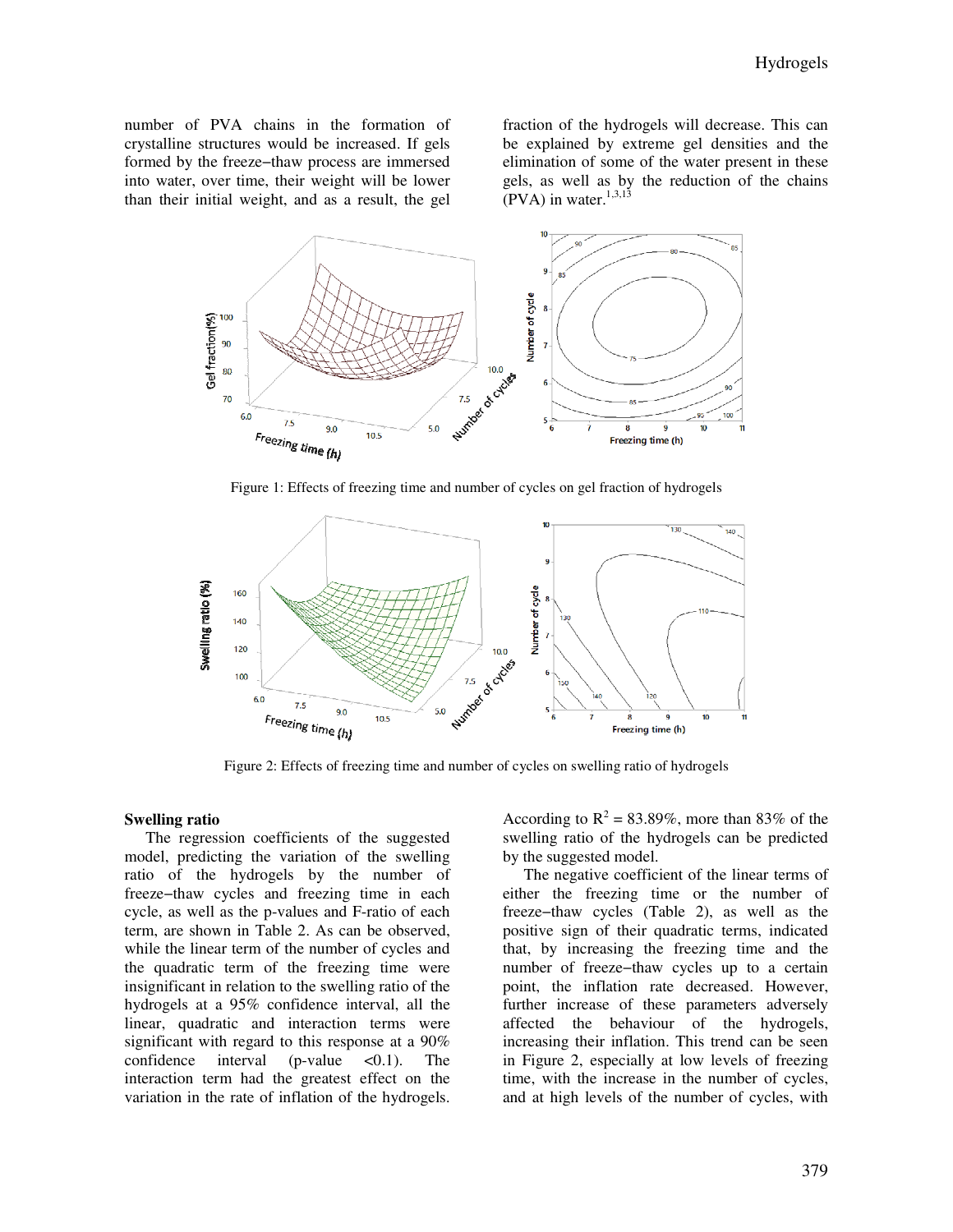number of PVA chains in the formation of crystalline structures would be increased. If gels formed by the freeze−thaw process are immersed into water, over time, their weight will be lower than their initial weight, and as a result, the gel fraction of the hydrogels will decrease. This can be explained by extreme gel densities and the elimination of some of the water present in these gels, as well as by the reduction of the chains (PVA) in water.[1,3,13]

Figure 1: Effects of freezing time and number of cycles on gel fraction of hydrogels

Figure 2: Effects of freezing time and number of cycles on swelling ratio of hydrogels

### Swelling ratio

The regression coefficients of the suggested model, predicting the variation of the swelling ratio of the hydrogels by the number of freeze−thaw cycles and freezing time in each cycle, as well as the p-values and F-ratio of each term, are shown in Table 2. As can be observed, while the linear term of the number of cycles and the quadratic term of the freezing time were insignificant in relation to the swelling ratio of the hydrogels at a 95% confidence interval, all the linear, quadratic and interaction terms were significant with regard to this response at a 90% confidence interval (p-value <0.1). The interaction term had the greatest effect on the variation in the rate of inflation of the hydrogels. According to $R^2$ = 83.89%, more than 83% of the swelling ratio of the hydrogels can be predicted by the suggested model.

The negative coefficient of the linear terms of either the freezing time or the number of freeze−thaw cycles (Table 2), as well as the positive sign of their quadratic terms, indicated that, by increasing the freezing time and the number of freeze−thaw cycles up to a certain point, the inflation rate decreased. However, further increase of these parameters adversely affected the behaviour of the hydrogels, increasing their inflation. This trend can be seen in Figure 2, especially at low levels of freezing time, with the increase in the number of cycles, and at high levels of the number of cycles, with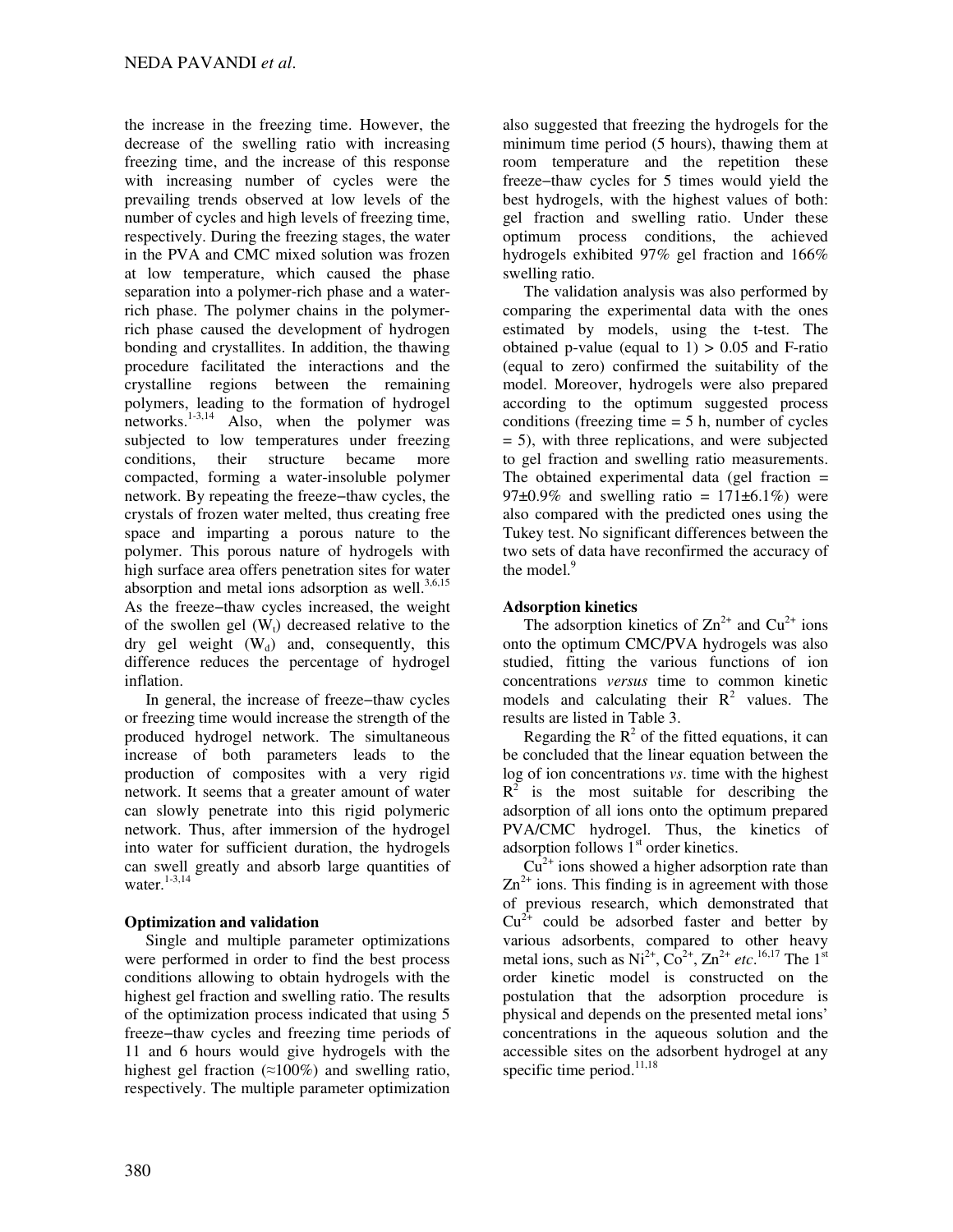the increase in the freezing time. However, the decrease of the swelling ratio with increasing freezing time, and the increase of this response with increasing number of cycles were the prevailing trends observed at low levels of the number of cycles and high levels of freezing time, respectively. During the freezing stages, the water in the PVA and CMC mixed solution was frozen at low temperature, which caused the phase separation into a polymer-rich phase and a water-rich phase. The polymer chains in the polymer-rich phase caused the development of hydrogen bonding and crystallites. In addition, the thawing procedure facilitated the interactions and the crystalline regions between the remaining polymers, leading to the formation of hydrogel networks.[1-3,14] Also, when the polymer was subjected to low temperatures under freezing conditions, their structure became more compacted, forming a water-insoluble polymer network. By repeating the freeze−thaw cycles, the crystals of frozen water melted, thus creating free space and imparting a porous nature to the polymer. This porous nature of hydrogels with high surface area offers penetration sites for water absorption and metal ions adsorption as well.[3,6,15] As the freeze−thaw cycles increased, the weight of the swollen gel ($W_t$) decreased relative to the dry gel weight ($W_d$) and, consequently, this difference reduces the percentage of hydrogel inflation.

In general, the increase of freeze−thaw cycles or freezing time would increase the strength of the produced hydrogel network. The simultaneous increase of both parameters leads to the production of composites with a very rigid network. It seems that a greater amount of water can slowly penetrate into this rigid polymeric network. Thus, after immersion of the hydrogel into water for sufficient duration, the hydrogels can swell greatly and absorb large quantities of water.[1-3,14]

## Optimization and validation

Single and multiple parameter optimizations were performed in order to find the best process conditions allowing to obtain hydrogels with the highest gel fraction and swelling ratio. The results of the optimization process indicated that using 5 freeze−thaw cycles and freezing time periods of 11 and 6 hours would give hydrogels with the highest gel fraction (≈100%) and swelling ratio, respectively. The multiple parameter optimization also suggested that freezing the hydrogels for the minimum time period (5 hours), thawing them at room temperature and the repetition these freeze−thaw cycles for 5 times would yield the best hydrogels, with the highest values of both: gel fraction and swelling ratio. Under these optimum process conditions, the achieved hydrogels exhibited 97% gel fraction and 166% swelling ratio.

The validation analysis was also performed by comparing the experimental data with the ones estimated by models, using the t-test. The obtained p-value (equal to 1) > 0.05 and F-ratio (equal to zero) confirmed the suitability of the model. Moreover, hydrogels were also prepared according to the optimum suggested process conditions (freezing time = 5 h, number of cycles = 5), with three replications, and were subjected to gel fraction and swelling ratio measurements. The obtained experimental data (gel fraction = 97±0.9% and swelling ratio = 171±6.1%) were also compared with the predicted ones using the Tukey test. No significant differences between the two sets of data have reconfirmed the accuracy of the model.[9]

## Adsorption kinetics

The adsorption kinetics of $Zn^{2+}$ and $Cu^{2+}$ ions onto the optimum CMC/PVA hydrogels was also studied, fitting the various functions of ion concentrations *versus* time to common kinetic models and calculating their $R^2$ values. The results are listed in Table 3.

Regarding the $R^2$ of the fitted equations, it can be concluded that the linear equation between the log of ion concentrations *vs*. time with the highest $R^2$ is the most suitable for describing the adsorption of all ions onto the optimum prepared PVA/CMC hydrogel. Thus, the kinetics of adsorption follows 1st order kinetics.

$Cu^{2+}$ ions showed a higher adsorption rate than $Zn^{2+}$ ions. This finding is in agreement with those of previous research, which demonstrated that $Cu^{2+}$ could be adsorbed faster and better by various adsorbents, compared to other heavy metal ions, such as $Ni^{2+}$, $Co^{2+}$, $Zn^{2+}$ *etc*.[16,17] The 1st order kinetic model is constructed on the postulation that the adsorption procedure is physical and depends on the presented metal ions' concentrations in the aqueous solution and the accessible sites on the adsorbent hydrogel at any specific time period.[11,18]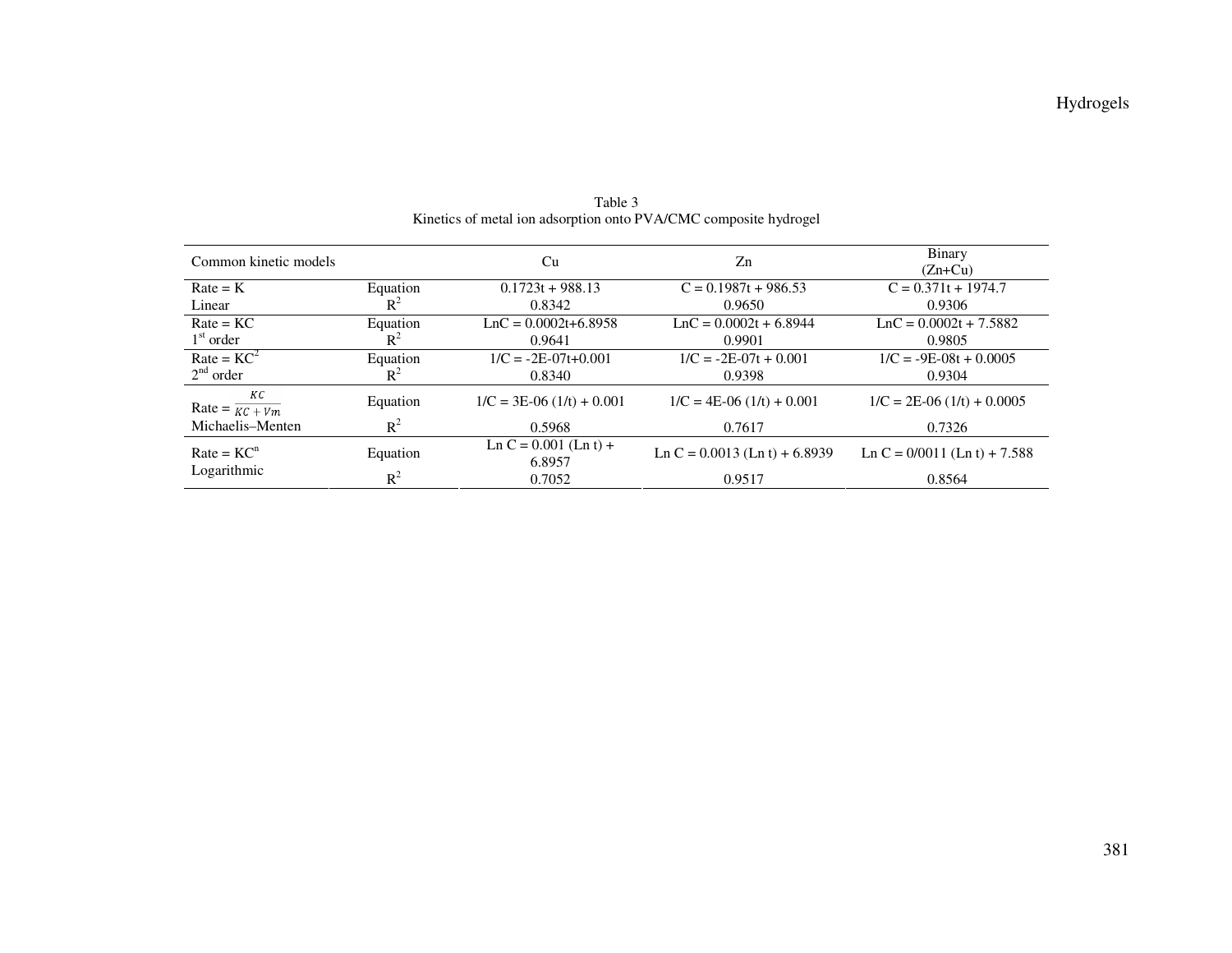Table 3
Kinetics of metal ion adsorption onto PVA/CMC composite hydrogel

| Common kinetic models | | Cu | Zn | Binary (Zn+Cu) |
|---|---|---|---|---|
| Rate = K<br>Linear | Equation | 0.1723t + 988.13 | C = 0.1987t + 986.53 | C = 0.371t + 1974.7 |
| | $R^2$ | 0.8342 | 0.9650 | 0.9306 |
| Rate = KC<br>1st order | Equation | LnC = 0.0002t+6.8958 | LnC = 0.0002t + 6.8944 | LnC = 0.0002t + 7.5882 |
| | $R^2$ | 0.9641 | 0.9901 | 0.9805 |
| Rate = $KC^2$<br>2nd order | Equation | 1/C = -2E-07t+0.001 | 1/C = -2E-07t + 0.001 | 1/C = -9E-08t + 0.0005 |
| | $R^2$ | 0.8340 | 0.9398 | 0.9304 |
| Rate = $\frac{KC}{KC + Vm}$<br>Michaelis–Menten | Equation | 1/C = 3E-06 (1/t) + 0.001 | 1/C = 4E-06 (1/t) + 0.001 | 1/C = 2E-06 (1/t) + 0.0005 |
| | $R^2$ | 0.5968 | 0.7617 | 0.7326 |
| Rate = $KC^n$<br>Logarithmic | Equation | Ln C = 0.001 (Ln t) + 6.8957 | Ln C = 0.0013 (Ln t) + 6.8939 | Ln C = 0/0011 (Ln t) + 7.588 |
| | $R^2$ | 0.7052 | 0.9517 | 0.8564 |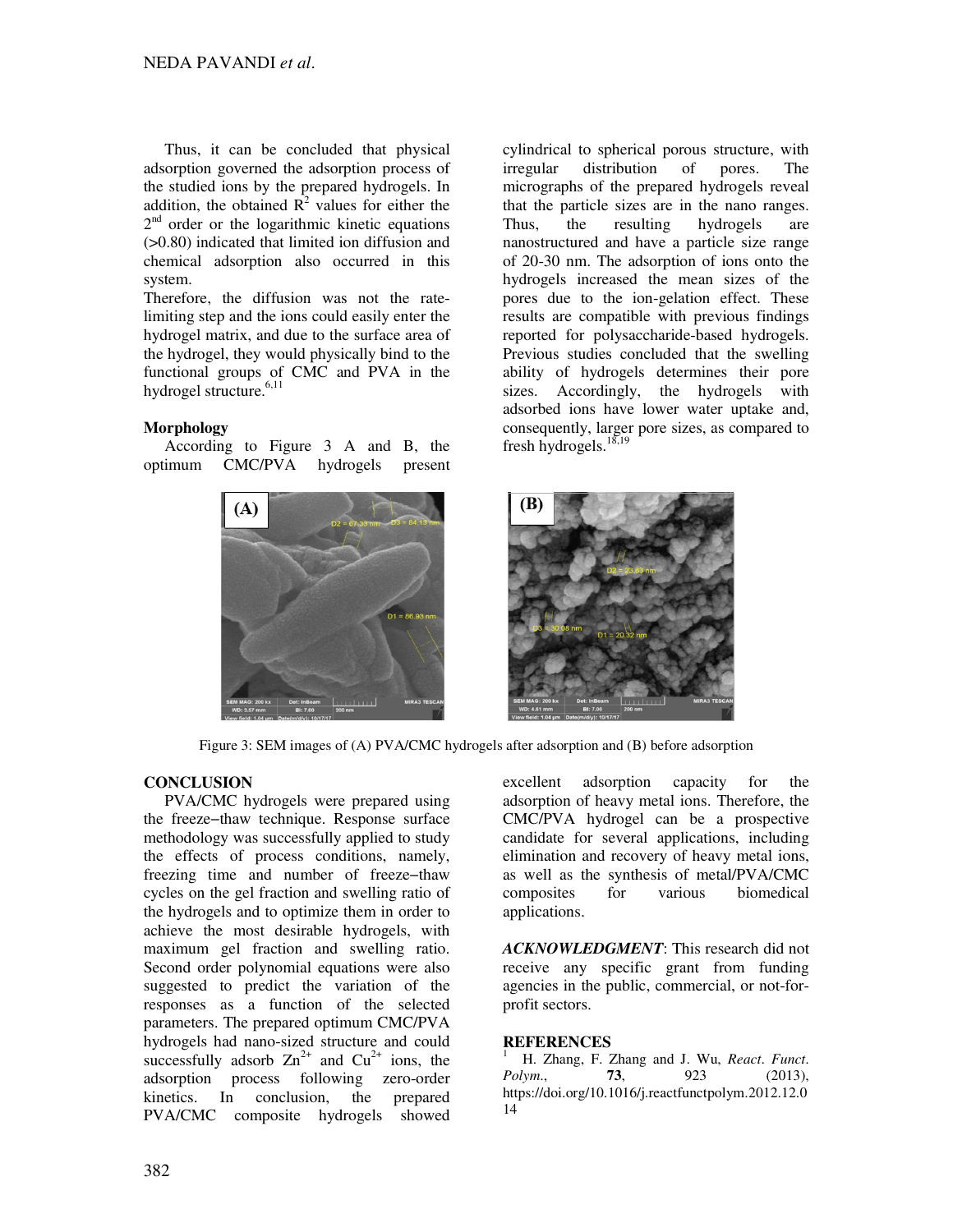Thus, it can be concluded that physical adsorption governed the adsorption process of the studied ions by the prepared hydrogels. In addition, the obtained $R^2$ values for either the $2^{nd}$ order or the logarithmic kinetic equations (>0.80) indicated that limited ion diffusion and chemical adsorption also occurred in this system.

Therefore, the diffusion was not the rate-limiting step and the ions could easily enter the hydrogel matrix, and due to the surface area of the hydrogel, they would physically bind to the functional groups of CMC and PVA in the hydrogel structure.[6,11]

### Morphology

According to Figure 3 A and B, the optimum CMC/PVA hydrogels present cylindrical to spherical porous structure, with irregular distribution of pores. The micrographs of the prepared hydrogels reveal that the particle sizes are in the nano ranges. Thus, the resulting hydrogels are nanostructured and have a particle size range of 20-30 nm. The adsorption of ions onto the hydrogels increased the mean sizes of the pores due to the ion-gelation effect. These results are compatible with previous findings reported for polysaccharide-based hydrogels. Previous studies concluded that the swelling ability of hydrogels determines their pore sizes. Accordingly, the hydrogels with adsorbed ions have lower water uptake and, consequently, larger pore sizes, as compared to fresh hydrogels.[18,19]

Figure 3: SEM images of (A) PVA/CMC hydrogels after adsorption and (B) before adsorption

## CONCLUSION

PVA/CMC hydrogels were prepared using the freeze−thaw technique. Response surface methodology was successfully applied to study the effects of process conditions, namely, freezing time and number of freeze−thaw cycles on the gel fraction and swelling ratio of the hydrogels and to optimize them in order to achieve the most desirable hydrogels, with maximum gel fraction and swelling ratio. Second order polynomial equations were also suggested to predict the variation of the responses as a function of the selected parameters. The prepared optimum CMC/PVA hydrogels had nano-sized structure and could successfully adsorb $Zn^{2+}$ and $Cu^{2+}$ ions, the adsorption process following zero-order kinetics. In conclusion, the prepared PVA/CMC composite hydrogels showed excellent adsorption capacity for the adsorption of heavy metal ions. Therefore, the CMC/PVA hydrogel can be a prospective candidate for several applications, including elimination and recovery of heavy metal ions, as well as the synthesis of metal/PVA/CMC composites for various biomedical applications.

***ACKNOWLEDGMENT***: This research did not receive any specific grant from funding agencies in the public, commercial, or not-for-profit sectors.

## REFERENCES

[1] H. Zhang, F. Zhang and J. Wu, *React. Funct. Polym.*, **73**, 923 (2013), https://doi.org/10.1016/j.reactfunctpolym.2012.12.014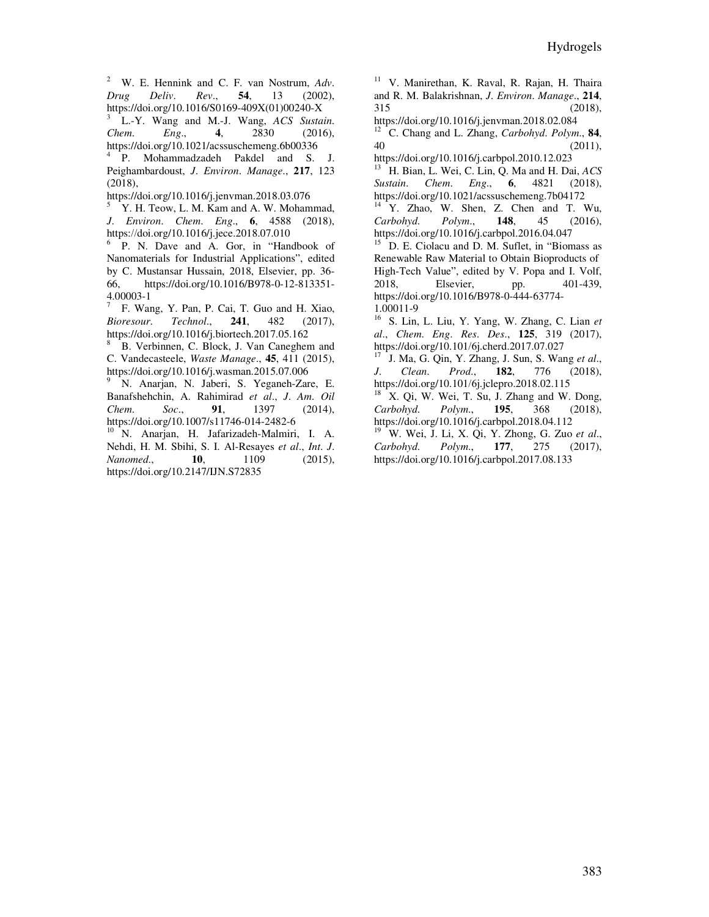2. W. E. Hennink and C. F. van Nostrum, *Adv. Drug Deliv. Rev.*, **54**, 13 (2002), https://doi.org/10.1016/S0169-409X(01)00240-X
3. L.-Y. Wang and M.-J. Wang, *ACS Sustain. Chem. Eng.*, **4**, 2830 (2016), https://doi.org/10.1021/acssuschemeng.6b00336
4. P. Mohammadzadeh Pakdel and S. J. Peighambardoust, *J. Environ. Manage.*, **217**, 123 (2018), https://doi.org/10.1016/j.jenvman.2018.03.076
5. Y. H. Teow, L. M. Kam and A. W. Mohammad, *J. Environ. Chem. Eng.*, **6**, 4588 (2018), https://doi.org/10.1016/j.jece.2018.07.010
6. P. N. Dave and A. Gor, in "Handbook of Nanomaterials for Industrial Applications", edited by C. Mustansar Hussain, 2018, Elsevier, pp. 36-66, https://doi.org/10.1016/B978-0-12-813351-4.00003-1
7. F. Wang, Y. Pan, P. Cai, T. Guo and H. Xiao, *Bioresour. Technol.*, **241**, 482 (2017), https://doi.org/10.1016/j.biortech.2017.05.162
8. B. Verbinnen, C. Block, J. Van Caneghem and C. Vandecasteele, *Waste Manage.*, **45**, 411 (2015), https://doi.org/10.1016/j.wasman.2015.07.006
9. N. Anarjan, N. Jaberi, S. Yeganeh-Zare, E. Banafshehchin, A. Rahimirad *et al.*, *J. Am. Oil Chem. Soc.*, **91**, 1397 (2014), https://doi.org/10.1007/s11746-014-2482-6
10. N. Anarjan, H. Jafarizadeh-Malmiri, I. A. Nehdi, H. M. Sbihi, S. I. Al-Resayes *et al.*, *Int. J. Nanomed.*, **10**, 1109 (2015), https://doi.org/10.2147/IJN.S72835
11. V. Manirethan, K. Raval, R. Rajan, H. Thaira and R. M. Balakrishnan, *J. Environ. Manage.*, **214**, 315 (2018), https://doi.org/10.1016/j.jenvman.2018.02.084
12. C. Chang and L. Zhang, *Carbohyd. Polym.*, **84**, 40 (2011), https://doi.org/10.1016/j.carbpol.2010.12.023
13. H. Bian, L. Wei, C. Lin, Q. Ma and H. Dai, *ACS Sustain. Chem. Eng.*, **6**, 4821 (2018), https://doi.org/10.1021/acssuschemeng.7b04172
14. Y. Zhao, W. Shen, Z. Chen and T. Wu, *Carbohyd. Polym.*, **148**, 45 (2016), https://doi.org/10.1016/j.carbpol.2016.04.047
15. D. E. Ciolacu and D. M. Suflet, in "Biomass as Renewable Raw Material to Obtain Bioproducts of High-Tech Value", edited by V. Popa and I. Volf, 2018, Elsevier, pp. 401-439, https://doi.org/10.1016/B978-0-444-63774-1.00011-9
16. S. Lin, L. Liu, Y. Yang, W. Zhang, C. Lian *et al.*, *Chem. Eng. Res. Des.*, **125**, 319 (2017), https://doi.org/10.101/6j.cherd.2017.07.027
17. J. Ma, G. Qin, Y. Zhang, J. Sun, S. Wang *et al.*, *J. Clean. Prod.*, **182**, 776 (2018), https://doi.org/10.101/6j.jclepro.2018.02.115
18. X. Qi, W. Wei, T. Su, J. Zhang and W. Dong, *Carbohyd. Polym.*, **195**, 368 (2018), https://doi.org/10.1016/j.carbpol.2018.04.112
19. W. Wei, J. Li, X. Qi, Y. Zhong, G. Zuo *et al.*, *Carbohyd. Polym.*, **177**, 275 (2017), https://doi.org/10.1016/j.carbpol.2017.08.133